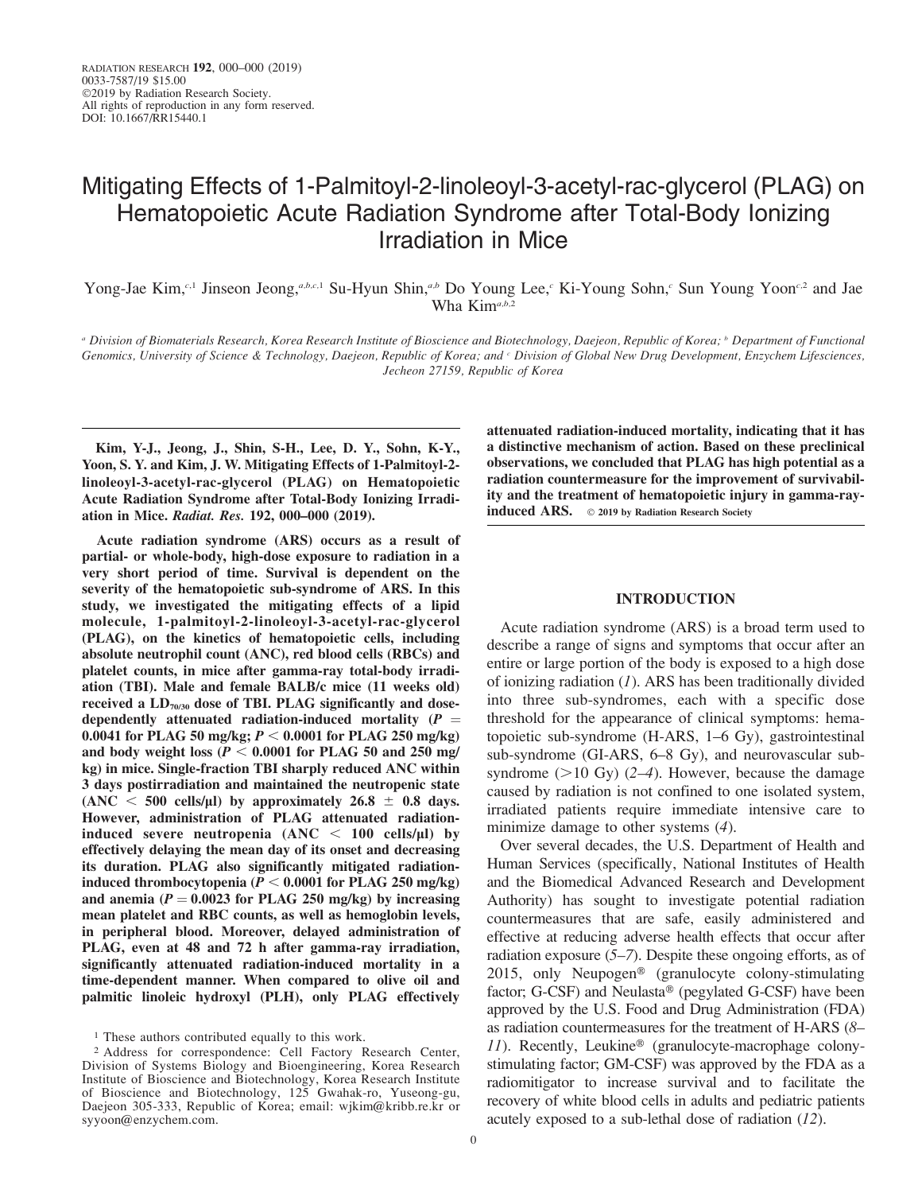RADIATION RESEARCH **192**, 000–000 (2019)
0033-7587/19 $15.00
©2019 by Radiation Research Society.
All rights of reproduction in any form reserved.
DOI: 10.1667/RR15440.1

# Mitigating Effects of 1-Palmitoyl-2-linoleoyl-3-acetyl-rac-glycerol (PLAG) on Hematopoietic Acute Radiation Syndrome after Total-Body Ionizing Irradiation in Mice

Yong-Jae Kim,[c,1] Jinseon Jeong,[a,b,c,1] Su-Hyun Shin,[a,b] Do Young Lee,[c] Ki-Young Sohn,[c] Sun Young Yoon[c,2] and Jae Wha Kim[a,b,2]

[a] *Division of Biomaterials Research, Korea Research Institute of Bioscience and Biotechnology, Daejeon, Republic of Korea;* [b] *Department of Functional Genomics, University of Science & Technology, Daejeon, Republic of Korea; and* [c] *Division of Global New Drug Development, Enzychem Lifesciences, Jecheon 27159, Republic of Korea*

**Kim, Y-J., Jeong, J., Shin, S-H., Lee, D. Y., Sohn, K-Y., Yoon, S. Y. and Kim, J. W. Mitigating Effects of 1-Palmitoyl-2-linoleoyl-3-acetyl-rac-glycerol (PLAG) on Hematopoietic Acute Radiation Syndrome after Total-Body Ionizing Irradiation in Mice.** ***Radiat. Res.*** **192, 000–000 (2019).**

**Acute radiation syndrome (ARS) occurs as a result of partial- or whole-body, high-dose exposure to radiation in a very short period of time. Survival is dependent on the severity of the hematopoietic sub-syndrome of ARS. In this study, we investigated the mitigating effects of a lipid molecule, 1-palmitoyl-2-linoleoyl-3-acetyl-rac-glycerol (PLAG), on the kinetics of hematopoietic cells, including absolute neutrophil count (ANC), red blood cells (RBCs) and platelet counts, in mice after gamma-ray total-body irradiation (TBI). Male and female BALB/c mice (11 weeks old) received a $LD_{70/30}$ dose of TBI. PLAG significantly and dose-dependently attenuated radiation-induced mortality ($P = 0.0041$ for PLAG 50 mg/kg; $P < 0.0001$ for PLAG 250 mg/kg) and body weight loss ($P < 0.0001$ for PLAG 50 and 250 mg/kg) in mice. Single-fraction TBI sharply reduced ANC within 3 days postirradiation and maintained the neutropenic state (ANC < 500 cells/μl) by approximately 26.8 ± 0.8 days. However, administration of PLAG attenuated radiation-induced severe neutropenia (ANC < 100 cells/μl) by effectively delaying the mean day of its onset and decreasing its duration. PLAG also significantly mitigated radiation-induced thrombocytopenia ($P < 0.0001$ for PLAG 250 mg/kg) and anemia ($P = 0.0023$ for PLAG 250 mg/kg) by increasing mean platelet and RBC counts, as well as hemoglobin levels, in peripheral blood. Moreover, delayed administration of PLAG, even at 48 and 72 h after gamma-ray irradiation, significantly attenuated radiation-induced mortality in a time-dependent manner. When compared to olive oil and palmitic linoleic hydroxyl (PLH), only PLAG effectively attenuated radiation-induced mortality, indicating that it has a distinctive mechanism of action. Based on these preclinical observations, we concluded that PLAG has high potential as a radiation countermeasure for the improvement of survivability and the treatment of hematopoietic injury in gamma-ray-induced ARS.** © 2019 by Radiation Research Society

## INTRODUCTION

Acute radiation syndrome (ARS) is a broad term used to describe a range of signs and symptoms that occur after an entire or large portion of the body is exposed to a high dose of ionizing radiation (*1*). ARS has been traditionally divided into three sub-syndromes, each with a specific dose threshold for the appearance of clinical symptoms: hematopoietic sub-syndrome (H-ARS, 1–6 Gy), gastrointestinal sub-syndrome (GI-ARS, 6–8 Gy), and neurovascular sub-syndrome (>10 Gy) (*2–4*). However, because the damage caused by radiation is not confined to one isolated system, irradiated patients require immediate intensive care to minimize damage to other systems (*4*).

Over several decades, the U.S. Department of Health and Human Services (specifically, National Institutes of Health and the Biomedical Advanced Research and Development Authority) has sought to investigate potential radiation countermeasures that are safe, easily administered and effective at reducing adverse health effects that occur after radiation exposure (*5–7*). Despite these ongoing efforts, as of 2015, only Neupogen® (granulocyte colony-stimulating factor; G-CSF) and Neulasta® (pegylated G-CSF) have been approved by the U.S. Food and Drug Administration (FDA) as radiation countermeasures for the treatment of H-ARS (*8–11*). Recently, Leukine® (granulocyte-macrophage colony-stimulating factor; GM-CSF) was approved by the FDA as a radiomitigator to increase survival and to facilitate the recovery of white blood cells in adults and pediatric patients acutely exposed to a sub-lethal dose of radiation (*12*).

[1] These authors contributed equally to this work.

[2] Address for correspondence: Cell Factory Research Center, Division of Systems Biology and Bioengineering, Korea Research Institute of Bioscience and Biotechnology, Korea Research Institute of Bioscience and Biotechnology, 125 Gwahak-ro, Yuseong-gu, Daejeon 305-333, Republic of Korea; email: wjkim@kribb.re.kr or syyoon@enzychem.com.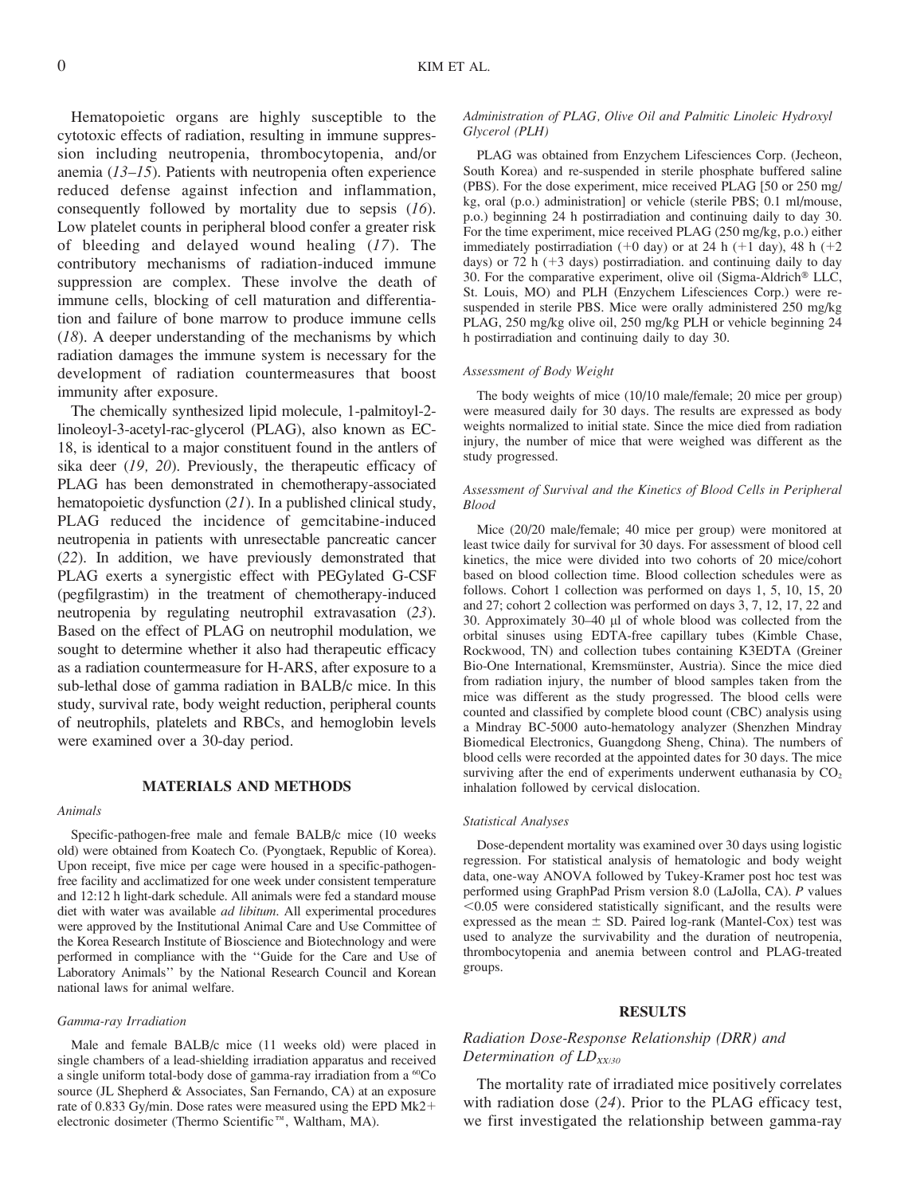Hematopoietic organs are highly susceptible to the cytotoxic effects of radiation, resulting in immune suppression including neutropenia, thrombocytopenia, and/or anemia (*13–15*). Patients with neutropenia often experience reduced defense against infection and inflammation, consequently followed by mortality due to sepsis (*16*). Low platelet counts in peripheral blood confer a greater risk of bleeding and delayed wound healing (*17*). The contributory mechanisms of radiation-induced immune suppression are complex. These involve the death of immune cells, blocking of cell maturation and differentiation and failure of bone marrow to produce immune cells (*18*). A deeper understanding of the mechanisms by which radiation damages the immune system is necessary for the development of radiation countermeasures that boost immunity after exposure.

The chemically synthesized lipid molecule, 1-palmitoyl-2-linoleoyl-3-acetyl-rac-glycerol (PLAG), also known as EC-18, is identical to a major constituent found in the antlers of sika deer (*19, 20*). Previously, the therapeutic efficacy of PLAG has been demonstrated in chemotherapy-associated hematopoietic dysfunction (*21*). In a published clinical study, PLAG reduced the incidence of gemcitabine-induced neutropenia in patients with unresectable pancreatic cancer (*22*). In addition, we have previously demonstrated that PLAG exerts a synergistic effect with PEGylated G-CSF (pegfilgrastim) in the treatment of chemotherapy-induced neutropenia by regulating neutrophil extravasation (*23*). Based on the effect of PLAG on neutrophil modulation, we sought to determine whether it also had therapeutic efficacy as a radiation countermeasure for H-ARS, after exposure to a sub-lethal dose of gamma radiation in BALB/c mice. In this study, survival rate, body weight reduction, peripheral counts of neutrophils, platelets and RBCs, and hemoglobin levels were examined over a 30-day period.

## MATERIALS AND METHODS

### *Animals*

Specific-pathogen-free male and female BALB/c mice (10 weeks old) were obtained from Koatech Co. (Pyongtaek, Republic of Korea). Upon receipt, five mice per cage were housed in a specific-pathogen-free facility and acclimatized for one week under consistent temperature and 12:12 h light-dark schedule. All animals were fed a standard mouse diet with water was available *ad libitum*. All experimental procedures were approved by the Institutional Animal Care and Use Committee of the Korea Research Institute of Bioscience and Biotechnology and were performed in compliance with the ''Guide for the Care and Use of Laboratory Animals'' by the National Research Council and Korean national laws for animal welfare.

### *Gamma-ray Irradiation*

Male and female BALB/c mice (11 weeks old) were placed in single chambers of a lead-shielding irradiation apparatus and received a single uniform total-body dose of gamma-ray irradiation from a $^{60}$Co source (JL Shepherd & Associates, San Fernando, CA) at an exposure rate of 0.833 Gy/min. Dose rates were measured using the EPD Mk2+ electronic dosimeter (Thermo Scientific™, Waltham, MA).

### *Administration of PLAG, Olive Oil and Palmitic Linoleic Hydroxyl Glycerol (PLH)*

PLAG was obtained from Enzychem Lifesciences Corp. (Jecheon, South Korea) and re-suspended in sterile phosphate buffered saline (PBS). For the dose experiment, mice received PLAG [50 or 250 mg/kg, oral (p.o.) administration] or vehicle (sterile PBS; 0.1 ml/mouse, p.o.) beginning 24 h postirradiation and continuing daily to day 30. For the time experiment, mice received PLAG (250 mg/kg, p.o.) either immediately postirradiation (+0 day) or at 24 h (+1 day), 48 h (+2 days) or 72 h (+3 days) postirradiation. and continuing daily to day 30. For the comparative experiment, olive oil (Sigma-Aldrich® LLC, St. Louis, MO) and PLH (Enzychem Lifesciences Corp.) were re-suspended in sterile PBS. Mice were orally administered 250 mg/kg PLAG, 250 mg/kg olive oil, 250 mg/kg PLH or vehicle beginning 24 h postirradiation and continuing daily to day 30.

### *Assessment of Body Weight*

The body weights of mice (10/10 male/female; 20 mice per group) were measured daily for 30 days. The results are expressed as body weights normalized to initial state. Since the mice died from radiation injury, the number of mice that were weighed was different as the study progressed.

### *Assessment of Survival and the Kinetics of Blood Cells in Peripheral Blood*

Mice (20/20 male/female; 40 mice per group) were monitored at least twice daily for survival for 30 days. For assessment of blood cell kinetics, the mice were divided into two cohorts of 20 mice/cohort based on blood collection time. Blood collection schedules were as follows. Cohort 1 collection was performed on days 1, 5, 10, 15, 20 and 27; cohort 2 collection was performed on days 3, 7, 12, 17, 22 and 30. Approximately 30–40 μl of whole blood was collected from the orbital sinuses using EDTA-free capillary tubes (Kimble Chase, Rockwood, TN) and collection tubes containing K3EDTA (Greiner Bio-One International, Kremsmünster, Austria). Since the mice died from radiation injury, the number of blood samples taken from the mice was different as the study progressed. The blood cells were counted and classified by complete blood count (CBC) analysis using a Mindray BC-5000 auto-hematology analyzer (Shenzhen Mindray Biomedical Electronics, Guangdong Sheng, China). The numbers of blood cells were recorded at the appointed dates for 30 days. The mice surviving after the end of experiments underwent euthanasia by $CO_2$ inhalation followed by cervical dislocation.

### *Statistical Analyses*

Dose-dependent mortality was examined over 30 days using logistic regression. For statistical analysis of hematologic and body weight data, one-way ANOVA followed by Tukey-Kramer post hoc test was performed using GraphPad Prism version 8.0 (LaJolla, CA). $P$ values $<0.05$ were considered statistically significant, and the results were expressed as the mean ± SD. Paired log-rank (Mantel-Cox) test was used to analyze the survivability and the duration of neutropenia, thrombocytopenia and anemia between control and PLAG-treated groups.

## RESULTS

### *Radiation Dose-Response Relationship (DRR) and Determination of $LD_{XX/30}$*

The mortality rate of irradiated mice positively correlates with radiation dose (*24*). Prior to the PLAG efficacy test, we first investigated the relationship between gamma-ray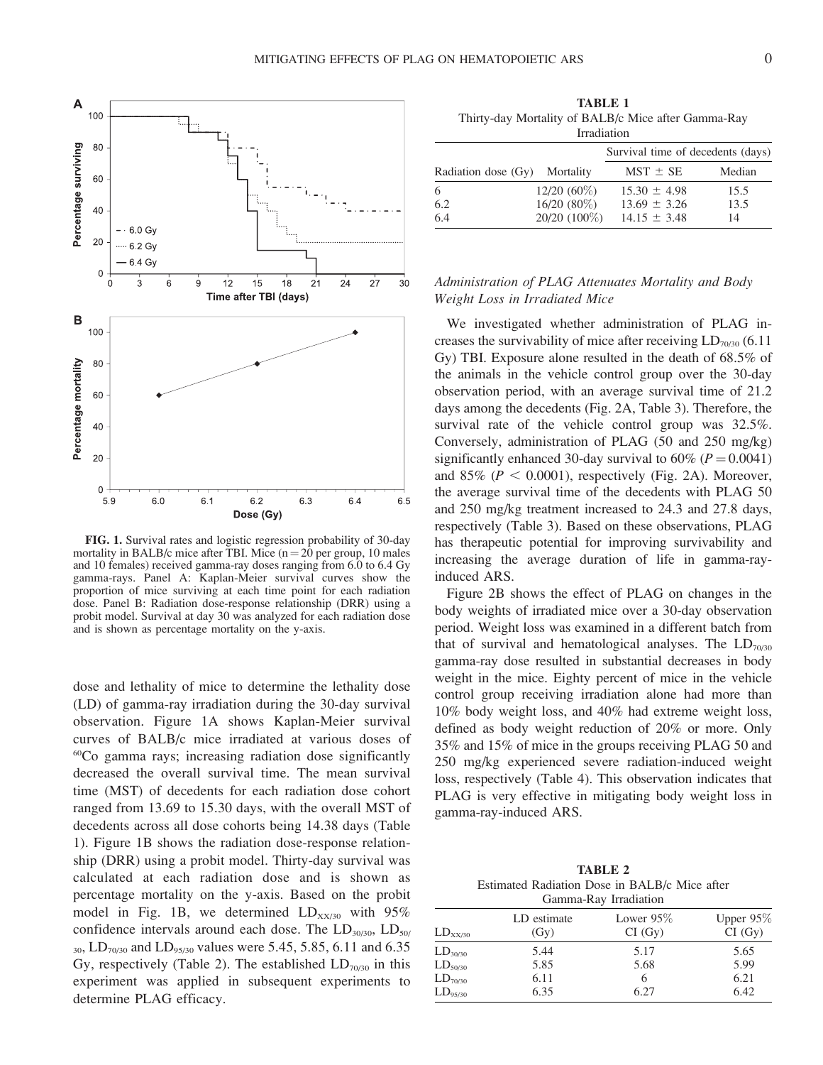**FIG. 1.** Survival rates and logistic regression probability of 30-day mortality in BALB/c mice after TBI. Mice (n = 20 per group, 10 males and 10 females) received gamma-ray doses ranging from 6.0 to 6.4 Gy gamma-rays. Panel A: Kaplan-Meier survival curves show the proportion of mice surviving at each time point for each radiation dose. Panel B: Radiation dose-response relationship (DRR) using a probit model. Survival at day 30 was analyzed for each radiation dose and is shown as percentage mortality on the y-axis.

dose and lethality of mice to determine the lethality dose (LD) of gamma-ray irradiation during the 30-day survival observation. Figure 1A shows Kaplan-Meier survival curves of BALB/c mice irradiated at various doses of $^{60}$Co gamma rays; increasing radiation dose significantly decreased the overall survival time. The mean survival time (MST) of decedents for each radiation dose cohort ranged from 13.69 to 15.30 days, with the overall MST of decedents across all dose cohorts being 14.38 days (Table 1). Figure 1B shows the radiation dose-response relationship (DRR) using a probit model. Thirty-day survival was calculated at each radiation dose and is shown as percentage mortality on the y-axis. Based on the probit model in Fig. 1B, we determined $LD_{XX/30}$ with 95% confidence intervals around each dose. The $LD_{30/30}$, $LD_{50/30}$, $LD_{70/30}$ and $LD_{95/30}$ values were 5.45, 5.85, 6.11 and 6.35 Gy, respectively (Table 2). The established $LD_{70/30}$ in this experiment was applied in subsequent experiments to determine PLAG efficacy.

**TABLE 1**
Thirty-day Mortality of BALB/c Mice after Gamma-Ray Irradiation

| Radiation dose (Gy) | Mortality | Survival time of decedents (days) | |
|---|---|---|---|
| | | MST ± SE | Median |
| 6 | 12/20 (60%) | 15.30 ± 4.98 | 15.5 |
| 6.2 | 16/20 (80%) | 13.69 ± 3.26 | 13.5 |
| 6.4 | 20/20 (100%) | 14.15 ± 3.48 | 14 |

## *Administration of PLAG Attenuates Mortality and Body Weight Loss in Irradiated Mice*

We investigated whether administration of PLAG increases the survivability of mice after receiving $LD_{70/30}$ (6.11 Gy) TBI. Exposure alone resulted in the death of 68.5% of the animals in the vehicle control group over the 30-day observation period, with an average survival time of 21.2 days among the decedents (Fig. 2A, Table 3). Therefore, the survival rate of the vehicle control group was 32.5%. Conversely, administration of PLAG (50 and 250 mg/kg) significantly enhanced 30-day survival to 60% ($P = 0.0041$) and 85% ($P < 0.0001$), respectively (Fig. 2A). Moreover, the average survival time of the decedents with PLAG 50 and 250 mg/kg treatment increased to 24.3 and 27.8 days, respectively (Table 3). Based on these observations, PLAG has therapeutic potential for improving survivability and increasing the average duration of life in gamma-ray-induced ARS.

Figure 2B shows the effect of PLAG on changes in the body weights of irradiated mice over a 30-day observation period. Weight loss was examined in a different batch from that of survival and hematological analyses. The $LD_{70/30}$ gamma-ray dose resulted in substantial decreases in body weight in the mice. Eighty percent of mice in the vehicle control group receiving irradiation alone had more than 10% body weight loss, and 40% had extreme weight loss, defined as body weight reduction of 20% or more. Only 35% and 15% of mice in the groups receiving PLAG 50 and 250 mg/kg experienced severe radiation-induced weight loss, respectively (Table 4). This observation indicates that PLAG is very effective in mitigating body weight loss in gamma-ray-induced ARS.

**TABLE 2**
Estimated Radiation Dose in BALB/c Mice after Gamma-Ray Irradiation

| $LD_{XX/30}$ | LD estimate (Gy) | Lower 95% CI (Gy) | Upper 95% CI (Gy) |
|---|---|---|---|
| $LD_{30/30}$ | 5.44 | 5.17 | 5.65 |
| $LD_{50/30}$ | 5.85 | 5.68 | 5.99 |
| $LD_{70/30}$ | 6.11 | 6 | 6.21 |
| $LD_{95/30}$ | 6.35 | 6.27 | 6.42 |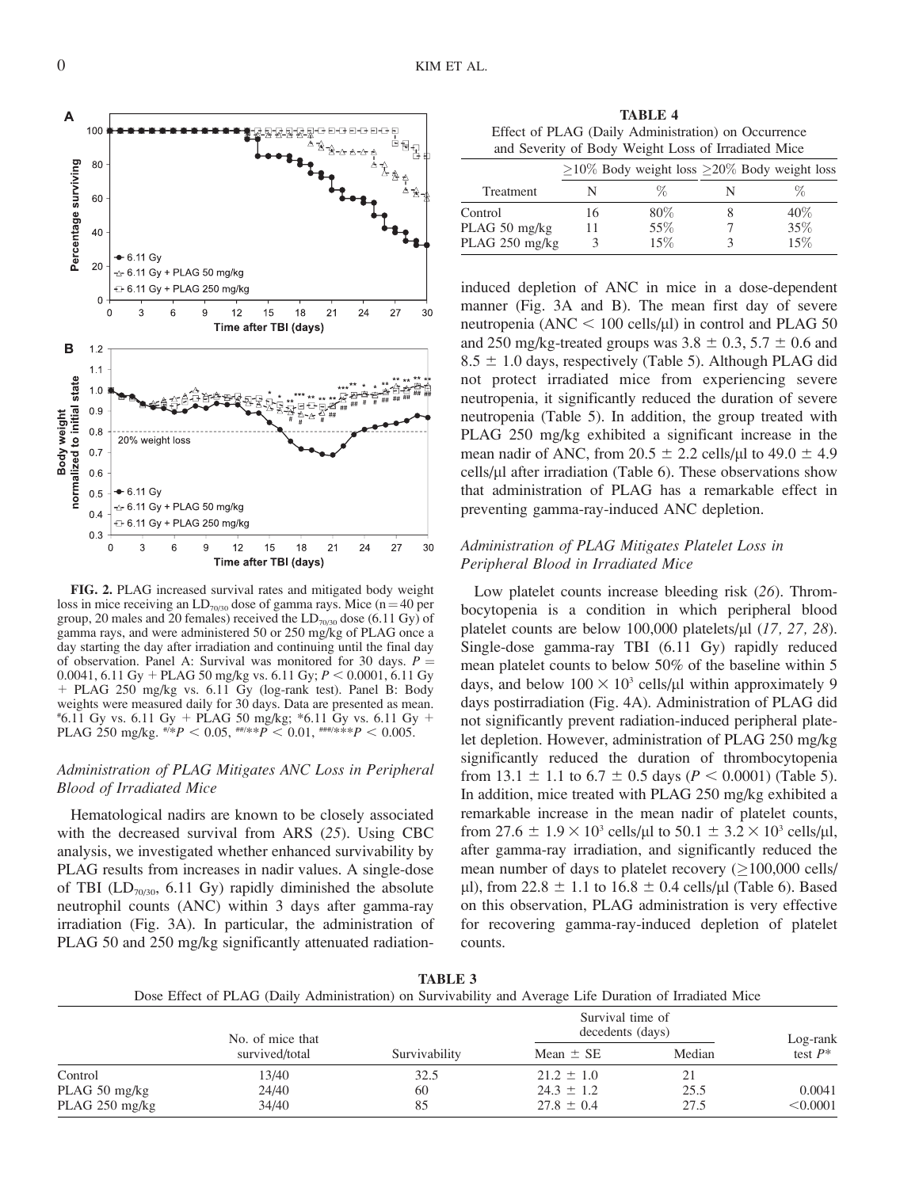**FIG. 2.** PLAG increased survival rates and mitigated body weight loss in mice receiving an $LD_{70/30}$ dose of gamma rays. Mice (n = 40 per group, 20 males and 20 females) received the $LD_{70/30}$ dose (6.11 Gy) of gamma rays, and were administered 50 or 250 mg/kg of PLAG once a day starting the day after irradiation and continuing until the final day of observation. Panel A: Survival was monitored for 30 days. $P$ = 0.0041, 6.11 Gy + PLAG 50 mg/kg vs. 6.11 Gy; $P < 0.0001$, 6.11 Gy + PLAG 250 mg/kg vs. 6.11 Gy (log-rank test). Panel B: Body weights were measured daily for 30 days. Data are presented as mean. #6.11 Gy vs. 6.11 Gy + PLAG 50 mg/kg; *6.11 Gy vs. 6.11 Gy + PLAG 250 mg/kg. #/*$P < 0.05$, ##/**$P < 0.01$, ###/***$P < 0.005$.

### Administration of PLAG Mitigates ANC Loss in Peripheral Blood of Irradiated Mice

Hematological nadirs are known to be closely associated with the decreased survival from ARS (*25*). Using CBC analysis, we investigated whether enhanced survivability by PLAG results from increases in nadir values. A single-dose of TBI ($LD_{70/30}$, 6.11 Gy) rapidly diminished the absolute neutrophil counts (ANC) within 3 days after gamma-ray irradiation (Fig. 3A). In particular, the administration of PLAG 50 and 250 mg/kg significantly attenuated radiation-induced depletion of ANC in mice in a dose-dependent manner (Fig. 3A and B). The mean first day of severe neutropenia (ANC < 100 cells/μl) in control and PLAG 50 and 250 mg/kg-treated groups was 3.8 ± 0.3, 5.7 ± 0.6 and 8.5 ± 1.0 days, respectively (Table 5). Although PLAG did not protect irradiated mice from experiencing severe neutropenia, it significantly reduced the duration of severe neutropenia (Table 5). In addition, the group treated with PLAG 250 mg/kg exhibited a significant increase in the mean nadir of ANC, from 20.5 ± 2.2 cells/μl to 49.0 ± 4.9 cells/μl after irradiation (Table 6). These observations show that administration of PLAG has a remarkable effect in preventing gamma-ray-induced ANC depletion.

**TABLE 4**
Effect of PLAG (Daily Administration) on Occurrence and Severity of Body Weight Loss of Irradiated Mice

| | ≥10% Body weight loss | | ≥20% Body weight loss | |
|---|---|---|---|---|
| Treatment | N | % | N | % |
| Control | 16 | 80% | 8 | 40% |
| PLAG 50 mg/kg | 11 | 55% | 7 | 35% |
| PLAG 250 mg/kg | 3 | 15% | 3 | 15% |

### Administration of PLAG Mitigates Platelet Loss in Peripheral Blood in Irradiated Mice

Low platelet counts increase bleeding risk (*26*). Thrombocytopenia is a condition in which peripheral blood platelet counts are below 100,000 platelets/μl (*17, 27, 28*). Single-dose gamma-ray TBI (6.11 Gy) rapidly reduced mean platelet counts to below 50% of the baseline within 5 days, and below $100 \times 10^3$ cells/μl within approximately 9 days postirradiation (Fig. 4A). Administration of PLAG did not significantly prevent radiation-induced peripheral platelet depletion. However, administration of PLAG 250 mg/kg significantly reduced the duration of thrombocytopenia from 13.1 ± 1.1 to 6.7 ± 0.5 days ($P < 0.0001$) (Table 5). In addition, mice treated with PLAG 250 mg/kg exhibited a remarkable increase in the mean nadir of platelet counts, from $27.6 \pm 1.9 \times 10^3$ cells/μl to $50.1 \pm 3.2 \times 10^3$ cells/μl, after gamma-ray irradiation, and significantly reduced the mean number of days to platelet recovery (≥100,000 cells/μl), from 22.8 ± 1.1 to 16.8 ± 0.4 cells/μl (Table 6). Based on this observation, PLAG administration is very effective for recovering gamma-ray-induced depletion of platelet counts.

**TABLE 3**
Dose Effect of PLAG (Daily Administration) on Survivability and Average Life Duration of Irradiated Mice

| | No. of mice that survived/total | Survivability | Survival time of decedents (days) | | Log-rank test $P$* |
|---|---|---|---|---|---|
| | | | Mean ± SE | Median | |
| Control | 13/40 | 32.5 | 21.2 ± 1.0 | 21 | |
| PLAG 50 mg/kg | 24/40 | 60 | 24.3 ± 1.2 | 25.5 | 0.0041 |
| PLAG 250 mg/kg | 34/40 | 85 | 27.8 ± 0.4 | 27.5 | <0.0001 |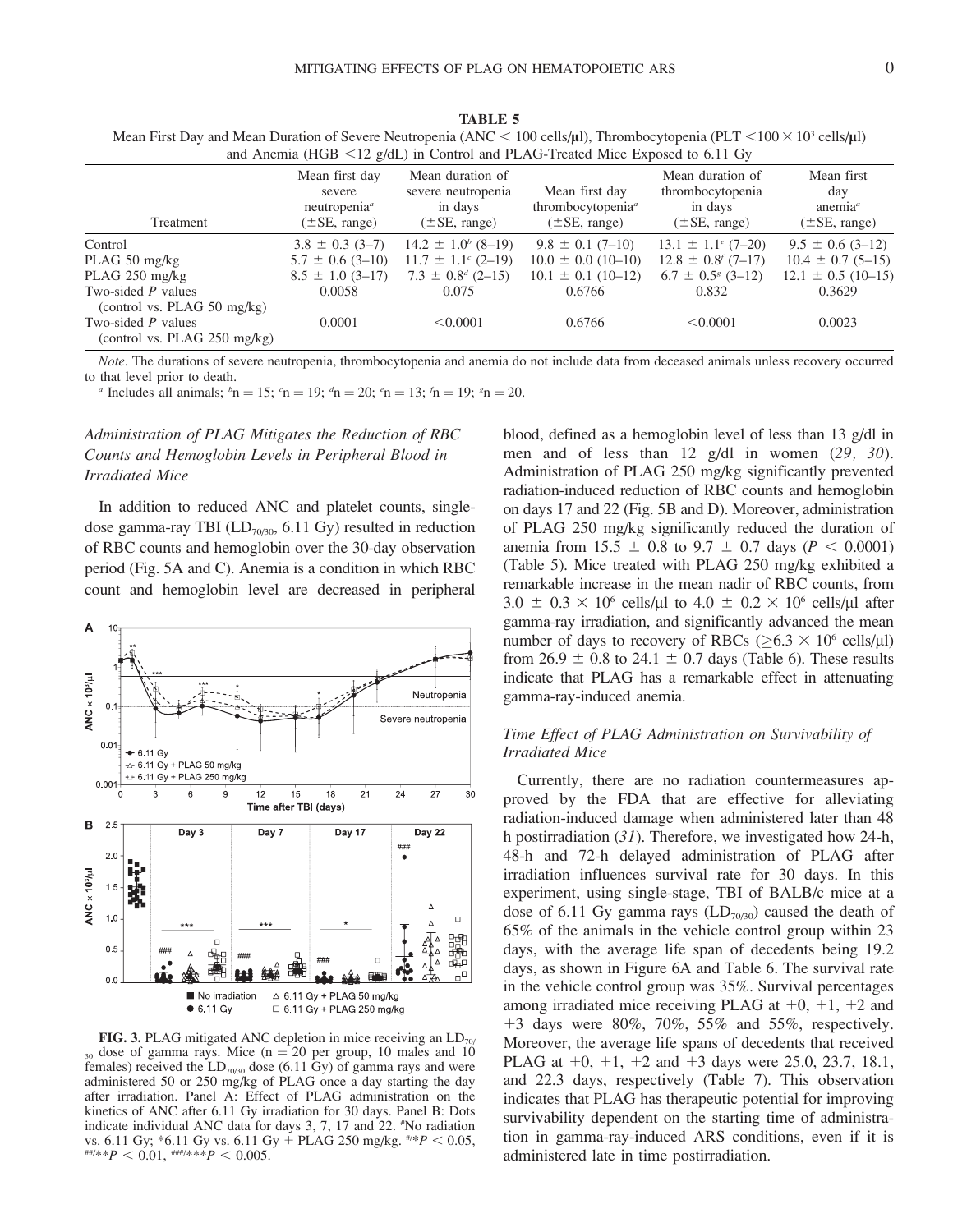**TABLE 5**

Mean First Day and Mean Duration of Severe Neutropenia (ANC < 100 cells/μl), Thrombocytopenia (PLT $<100 \times 10^3$ cells/μl) and Anemia (HGB <12 g/dL) in Control and PLAG-Treated Mice Exposed to 6.11 Gy

| Treatment | Mean first day severe neutropenia[a] (±SE, range) | Mean duration of severe neutropenia in days (±SE, range) | Mean first day thrombocytopenia[a] (±SE, range) | Mean duration of thrombocytopenia in days (±SE, range) | Mean first day anemia[a] (±SE, range) |
|---|---|---|---|---|---|
| Control | 3.8 ± 0.3 (3–7) | 14.2 ± 1.0[b] (8–19) | 9.8 ± 0.1 (7–10) | 13.1 ± 1.1[c] (7–20) | 9.5 ± 0.6 (3–12) |
| PLAG 50 mg/kg | 5.7 ± 0.6 (3–10) | 11.7 ± 1.1[c] (2–19) | 10.0 ± 0.0 (10–10) | 12.8 ± 0.8[f] (7–17) | 10.4 ± 0.7 (5–15) |
| PLAG 250 mg/kg | 8.5 ± 1.0 (3–17) | 7.3 ± 0.8[d] (2–15) | 10.1 ± 0.1 (10–12) | 6.7 ± 0.5[g] (3–12) | 12.1 ± 0.5 (10–15) |
| Two-sided *P* values (control vs. PLAG 50 mg/kg) | 0.0058 | 0.075 | 0.6766 | 0.832 | 0.3629 |
| Two-sided *P* values (control vs. PLAG 250 mg/kg) | 0.0001 | <0.0001 | 0.6766 | <0.0001 | 0.0023 |

*Note*. The durations of severe neutropenia, thrombocytopenia and anemia do not include data from deceased animals unless recovery occurred to that level prior to death.

[a] Includes all animals; [b]n = 15; [c]n = 19; [d]n = 20; [e]n = 13; [f]n = 19; [g]n = 20.

### *Administration of PLAG Mitigates the Reduction of RBC Counts and Hemoglobin Levels in Peripheral Blood in Irradiated Mice*

In addition to reduced ANC and platelet counts, single-dose gamma-ray TBI ($LD_{70/30}$, 6.11 Gy) resulted in reduction of RBC counts and hemoglobin over the 30-day observation period (Fig. 5A and C). Anemia is a condition in which RBC count and hemoglobin level are decreased in peripheral blood, defined as a hemoglobin level of less than 13 g/dl in men and of less than 12 g/dl in women (*29, 30*). Administration of PLAG 250 mg/kg significantly prevented radiation-induced reduction of RBC counts and hemoglobin on days 17 and 22 (Fig. 5B and D). Moreover, administration of PLAG 250 mg/kg significantly reduced the duration of anemia from 15.5 ± 0.8 to 9.7 ± 0.7 days ($P < 0.0001$) (Table 5). Mice treated with PLAG 250 mg/kg exhibited a remarkable increase in the mean nadir of RBC counts, from $3.0 \pm 0.3 \times 10^6$ cells/μl to $4.0 \pm 0.2 \times 10^6$ cells/μl after gamma-ray irradiation, and significantly advanced the mean number of days to recovery of RBCs ($\geq 6.3 \times 10^6$ cells/μl) from 26.9 ± 0.8 to 24.1 ± 0.7 days (Table 6). These results indicate that PLAG has a remarkable effect in attenuating gamma-ray-induced anemia.

**FIG. 3.** PLAG mitigated ANC depletion in mice receiving an $LD_{70/30}$ dose of gamma rays. Mice (n = 20 per group, 10 males and 10 females) received the $LD_{70/30}$ dose (6.11 Gy) of gamma rays and were administered 50 or 250 mg/kg of PLAG once a day starting the day after irradiation. Panel A: Effect of PLAG administration on the kinetics of ANC after 6.11 Gy irradiation for 30 days. Panel B: Dots indicate individual ANC data for days 3, 7, 17 and 22. #No radiation vs. 6.11 Gy; *6.11 Gy vs. 6.11 Gy + PLAG 250 mg/kg. #/*$P < 0.05$, ##/**$P < 0.01$, ###/***$P < 0.005$.

### *Time Effect of PLAG Administration on Survivability of Irradiated Mice*

Currently, there are no radiation countermeasures approved by the FDA that are effective for alleviating radiation-induced damage when administered later than 48 h postirradiation (*31*). Therefore, we investigated how 24-h, 48-h and 72-h delayed administration of PLAG after irradiation influences survival rate for 30 days. In this experiment, using single-stage, TBI of BALB/c mice at a dose of 6.11 Gy gamma rays ($LD_{70/30}$) caused the death of 65% of the animals in the vehicle control group within 23 days, with the average life span of decedents being 19.2 days, as shown in Figure 6A and Table 6. The survival rate in the vehicle control group was 35%. Survival percentages among irradiated mice receiving PLAG at +0, +1, +2 and +3 days were 80%, 70%, 55% and 55%, respectively. Moreover, the average life spans of decedents that received PLAG at +0, +1, +2 and +3 days were 25.0, 23.7, 18.1, and 22.3 days, respectively (Table 7). This observation indicates that PLAG has therapeutic potential for improving survivability dependent on the starting time of administration in gamma-ray-induced ARS conditions, even if it is administered late in time postirradiation.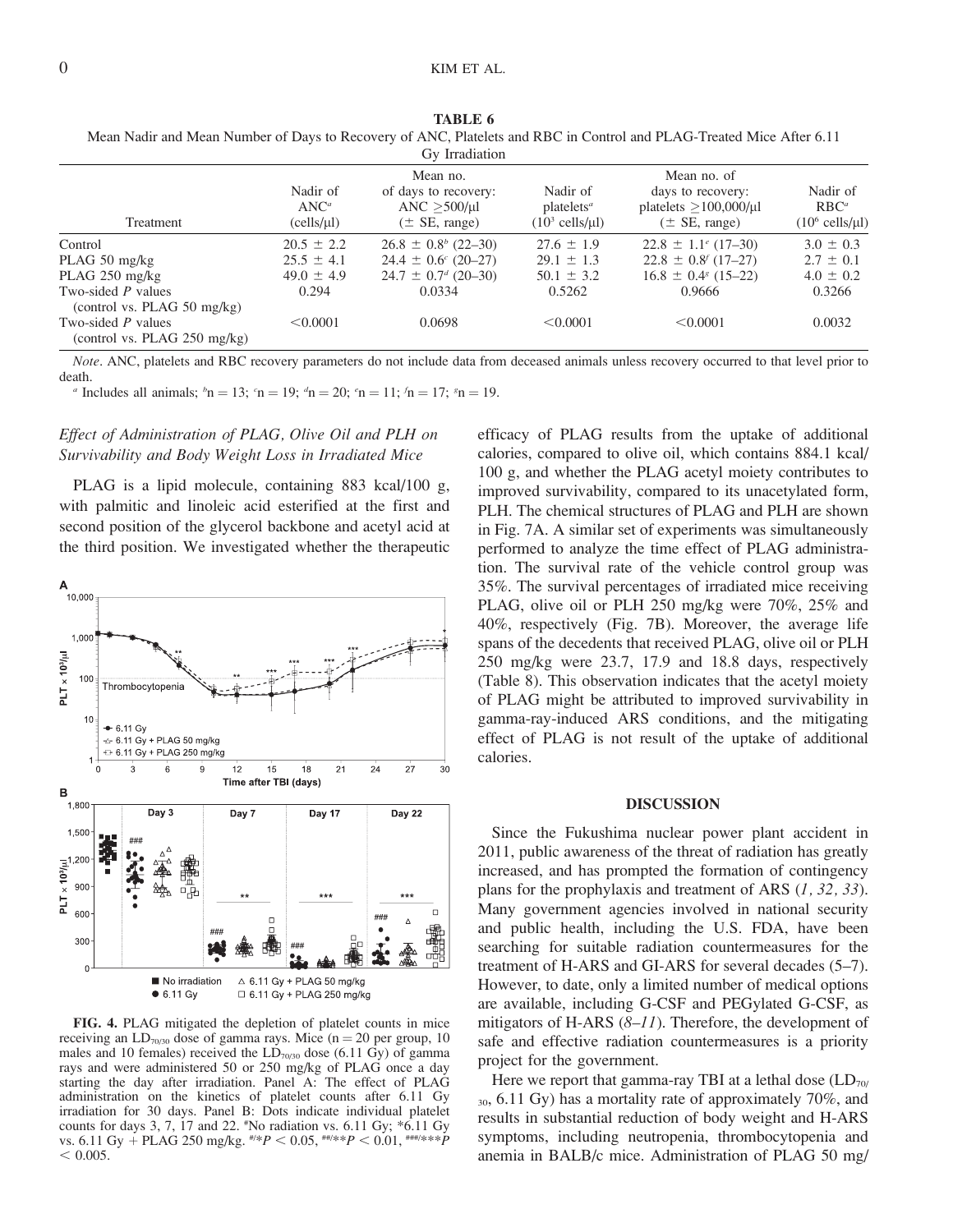**TABLE 6**
Mean Nadir and Mean Number of Days to Recovery of ANC, Platelets and RBC in Control and PLAG-Treated Mice After 6.11 Gy Irradiation

| Treatment | Nadir of ANC[a] (cells/μl) | Mean no. of days to recovery: ANC ≥500/μl (± SE, range) | Nadir of platelets[a] ($10^3$ cells/μl) | Mean no. of days to recovery: platelets ≥100,000/μl (± SE, range) | Nadir of RBC[a] ($10^6$ cells/μl) |
|---|---|---|---|---|---|
| Control | 20.5 ± 2.2 | 26.8 ± 0.8[b] (22–30) | 27.6 ± 1.9 | 22.8 ± 1.1[e] (17–30) | 3.0 ± 0.3 |
| PLAG 50 mg/kg | 25.5 ± 4.1 | 24.4 ± 0.6[c] (20–27) | 29.1 ± 1.3 | 22.8 ± 0.8[f] (17–27) | 2.7 ± 0.1 |
| PLAG 250 mg/kg | 49.0 ± 4.9 | 24.7 ± 0.7[d] (20–30) | 50.1 ± 3.2 | 16.8 ± 0.4[g] (15–22) | 4.0 ± 0.2 |
| Two-sided *P* values (control vs. PLAG 50 mg/kg) | 0.294 | 0.0334 | 0.5262 | 0.9666 | 0.3266 |
| Two-sided *P* values (control vs. PLAG 250 mg/kg) | <0.0001 | 0.0698 | <0.0001 | <0.0001 | 0.0032 |

*Note*. ANC, platelets and RBC recovery parameters do not include data from deceased animals unless recovery occurred to that level prior to death.

[a] Includes all animals; [b]n = 13; [c]n = 19; [d]n = 20; [e]n = 11; [f]n = 17; [g]n = 19.

**FIG. 4.** PLAG mitigated the depletion of platelet counts in mice receiving an $LD_{70/30}$ dose of gamma rays. Mice (n = 20 per group, 10 males and 10 females) received the $LD_{70/30}$ dose (6.11 Gy) of gamma rays and were administered 50 or 250 mg/kg of PLAG once a day starting the day after irradiation. Panel A: The effect of PLAG administration on the kinetics of platelet counts after 6.11 Gy irradiation for 30 days. Panel B: Dots indicate individual platelet counts for days 3, 7, 17 and 22. #No radiation vs. 6.11 Gy; *6.11 Gy vs. 6.11 Gy + PLAG 250 mg/kg. #/*$P < 0.05$, ##/**$P < 0.01$, ###/***$P < 0.005$.

## *Effect of Administration of PLAG, Olive Oil and PLH on Survivability and Body Weight Loss in Irradiated Mice*

PLAG is a lipid molecule, containing 883 kcal/100 g, with palmitic and linoleic acid esterified at the first and second position of the glycerol backbone and acetyl acid at the third position. We investigated whether the therapeutic efficacy of PLAG results from the uptake of additional calories, compared to olive oil, which contains 884.1 kcal/100 g, and whether the PLAG acetyl moiety contributes to improved survivability, compared to its unacetylated form, PLH. The chemical structures of PLAG and PLH are shown in Fig. 7A. A similar set of experiments was simultaneously performed to analyze the time effect of PLAG administration. The survival rate of the vehicle control group was 35%. The survival percentages of irradiated mice receiving PLAG, olive oil or PLH 250 mg/kg were 70%, 25% and 40%, respectively (Fig. 7B). Moreover, the average life spans of the decedents that received PLAG, olive oil or PLH 250 mg/kg were 23.7, 17.9 and 18.8 days, respectively (Table 8). This observation indicates that the acetyl moiety of PLAG might be attributed to improved survivability in gamma-ray-induced ARS conditions, and the mitigating effect of PLAG is not result of the uptake of additional calories.

## DISCUSSION

Since the Fukushima nuclear power plant accident in 2011, public awareness of the threat of radiation has greatly increased, and has prompted the formation of contingency plans for the prophylaxis and treatment of ARS (*1, 32, 33*). Many government agencies involved in national security and public health, including the U.S. FDA, have been searching for suitable radiation countermeasures for the treatment of H-ARS and GI-ARS for several decades (5–7). However, to date, only a limited number of medical options are available, including G-CSF and PEGylated G-CSF, as mitigators of H-ARS (*8–11*). Therefore, the development of safe and effective radiation countermeasures is a priority project for the government.

Here we report that gamma-ray TBI at a lethal dose ($LD_{70/30}$, 6.11 Gy) has a mortality rate of approximately 70%, and results in substantial reduction of body weight and H-ARS symptoms, including neutropenia, thrombocytopenia and anemia in BALB/c mice. Administration of PLAG 50 mg/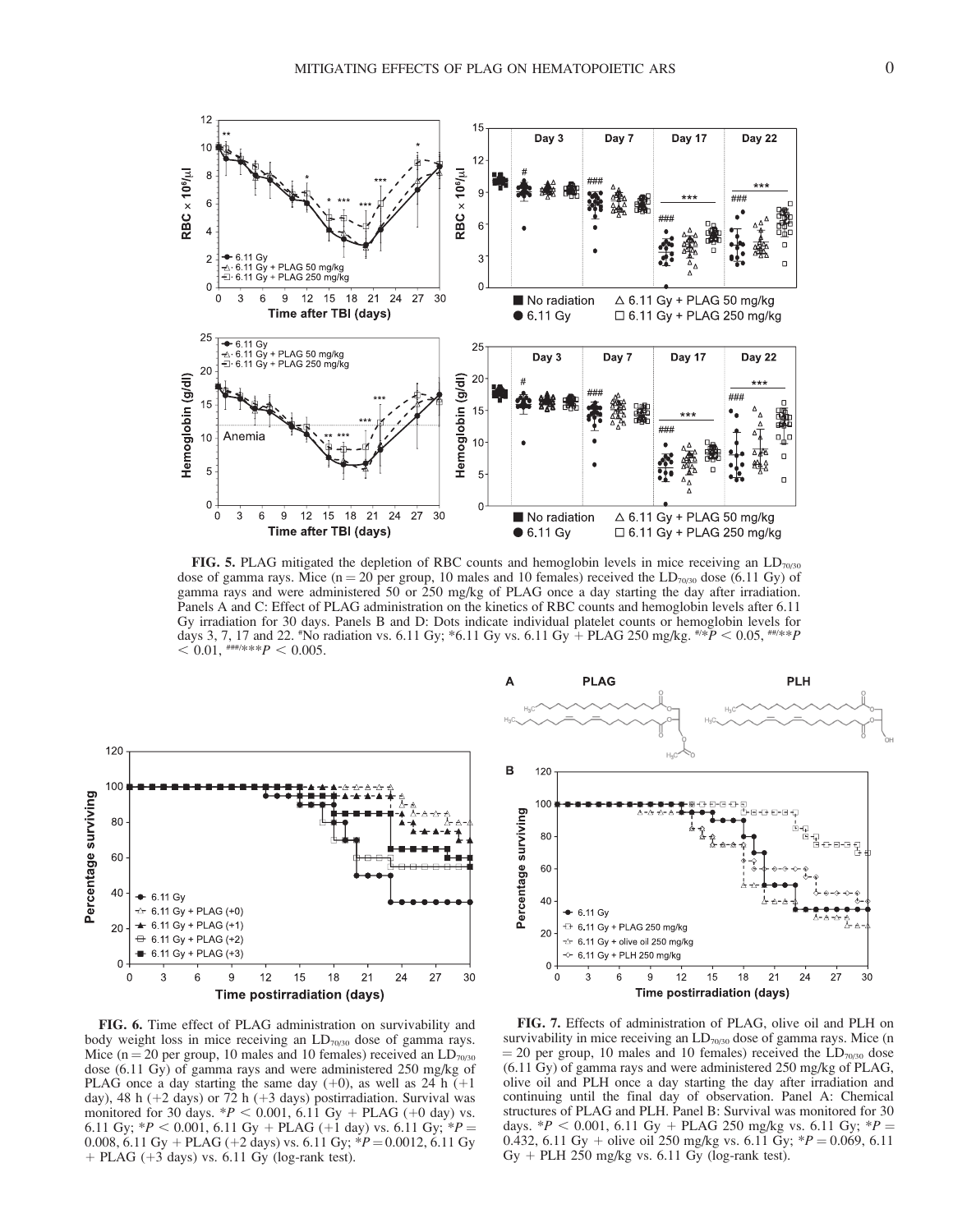**FIG. 5.** PLAG mitigated the depletion of RBC counts and hemoglobin levels in mice receiving an $LD_{70/30}$ dose of gamma rays. Mice (n = 20 per group, 10 males and 10 females) received the $LD_{70/30}$ dose (6.11 Gy) of gamma rays and were administered 50 or 250 mg/kg of PLAG once a day starting the day after irradiation. Panels A and C: Effect of PLAG administration on the kinetics of RBC counts and hemoglobin levels after 6.11 Gy irradiation for 30 days. Panels B and D: Dots indicate individual platelet counts or hemoglobin levels for days 3, 7, 17 and 22. #No radiation vs. 6.11 Gy; *6.11 Gy vs. 6.11 Gy + PLAG 250 mg/kg. #/*$P < 0.05$, ##/**$P < 0.01$, ###/***$P < 0.005$.

**FIG. 6.** Time effect of PLAG administration on survivability and body weight loss in mice receiving an $LD_{70/30}$ dose of gamma rays. Mice (n = 20 per group, 10 males and 10 females) received an $LD_{70/30}$ dose (6.11 Gy) of gamma rays and were administered 250 mg/kg of PLAG once a day starting the same day (+0), as well as 24 h (+1 day), 48 h (+2 days) or 72 h (+3 days) postirradiation. Survival was monitored for 30 days. *$P < 0.001$, 6.11 Gy + PLAG (+0 day) vs. 6.11 Gy; *$P < 0.001$, 6.11 Gy + PLAG (+1 day) vs. 6.11 Gy; *$P = 0.008$, 6.11 Gy + PLAG (+2 days) vs. 6.11 Gy; *$P = 0.0012$, 6.11 Gy + PLAG (+3 days) vs. 6.11 Gy (log-rank test).

**FIG. 7.** Effects of administration of PLAG, olive oil and PLH on survivability in mice receiving an $LD_{70/30}$ dose of gamma rays. Mice (n = 20 per group, 10 males and 10 females) received the $LD_{70/30}$ dose (6.11 Gy) of gamma rays and were administered 250 mg/kg of PLAG, olive oil and PLH once a day starting the day after irradiation and continuing until the final day of observation. Panel A: Chemical structures of PLAG and PLH. Panel B: Survival was monitored for 30 days. *$P < 0.001$, 6.11 Gy + PLAG 250 mg/kg vs. 6.11 Gy; *$P = 0.432$, 6.11 Gy + olive oil 250 mg/kg vs. 6.11 Gy; *$P = 0.069$, 6.11 Gy + PLH 250 mg/kg vs. 6.11 Gy (log-rank test).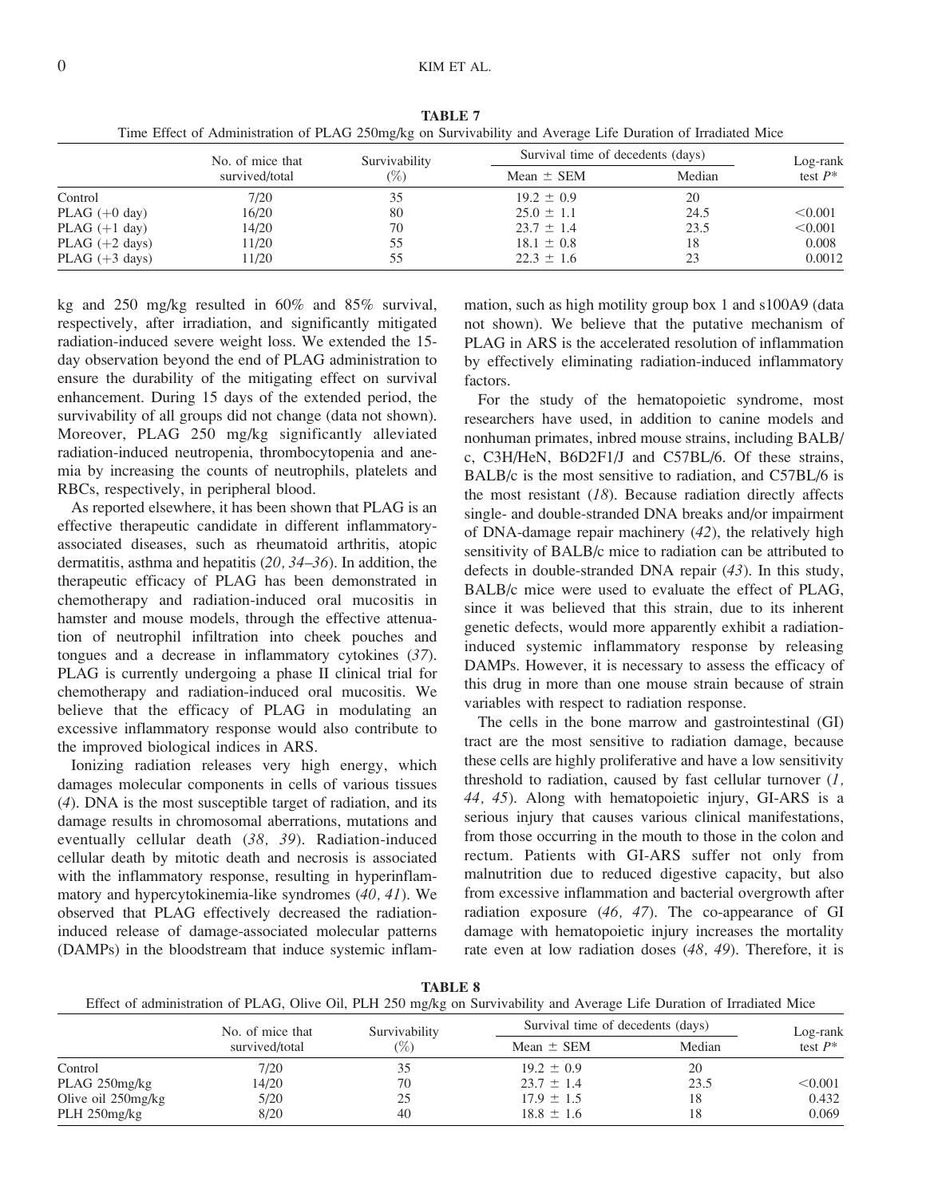**TABLE 7**
Time Effect of Administration of PLAG 250mg/kg on Survivability and Average Life Duration of Irradiated Mice

| | No. of mice that survived/total | Survivability (%) | Survival time of decedents (days) | | Log-rank test $P$* |
|---|---|---|---|---|---|
| | | | Mean ± SEM | Median | |
| Control | 7/20 | 35 | 19.2 ± 0.9 | 20 | |
| PLAG (+0 day) | 16/20 | 80 | 25.0 ± 1.1 | 24.5 | <0.001 |
| PLAG (+1 day) | 14/20 | 70 | 23.7 ± 1.4 | 23.5 | <0.001 |
| PLAG (+2 days) | 11/20 | 55 | 18.1 ± 0.8 | 18 | 0.008 |
| PLAG (+3 days) | 11/20 | 55 | 22.3 ± 1.6 | 23 | 0.0012 |

kg and 250 mg/kg resulted in 60% and 85% survival, respectively, after irradiation, and significantly mitigated radiation-induced severe weight loss. We extended the 15-day observation beyond the end of PLAG administration to ensure the durability of the mitigating effect on survival enhancement. During 15 days of the extended period, the survivability of all groups did not change (data not shown). Moreover, PLAG 250 mg/kg significantly alleviated radiation-induced neutropenia, thrombocytopenia and anemia by increasing the counts of neutrophils, platelets and RBCs, respectively, in peripheral blood.

As reported elsewhere, it has been shown that PLAG is an effective therapeutic candidate in different inflammatory-associated diseases, such as rheumatoid arthritis, atopic dermatitis, asthma and hepatitis (*20, 34–36*). In addition, the therapeutic efficacy of PLAG has been demonstrated in chemotherapy and radiation-induced oral mucositis in hamster and mouse models, through the effective attenuation of neutrophil infiltration into cheek pouches and tongues and a decrease in inflammatory cytokines (*37*). PLAG is currently undergoing a phase II clinical trial for chemotherapy and radiation-induced oral mucositis. We believe that the efficacy of PLAG in modulating an excessive inflammatory response would also contribute to the improved biological indices in ARS.

Ionizing radiation releases very high energy, which damages molecular components in cells of various tissues (*4*). DNA is the most susceptible target of radiation, and its damage results in chromosomal aberrations, mutations and eventually cellular death (*38, 39*). Radiation-induced cellular death by mitotic death and necrosis is associated with the inflammatory response, resulting in hyperinflammatory and hypercytokinemia-like syndromes (*40, 41*). We observed that PLAG effectively decreased the radiation-induced release of damage-associated molecular patterns (DAMPs) in the bloodstream that induce systemic inflammation, such as high motility group box 1 and s100A9 (data not shown). We believe that the putative mechanism of PLAG in ARS is the accelerated resolution of inflammation by effectively eliminating radiation-induced inflammatory factors.

For the study of the hematopoietic syndrome, most researchers have used, in addition to canine models and nonhuman primates, inbred mouse strains, including BALB/c, C3H/HeN, B6D2F1/J and C57BL/6. Of these strains, BALB/c is the most sensitive to radiation, and C57BL/6 is the most resistant (*18*). Because radiation directly affects single- and double-stranded DNA breaks and/or impairment of DNA-damage repair machinery (*42*), the relatively high sensitivity of BALB/c mice to radiation can be attributed to defects in double-stranded DNA repair (*43*). In this study, BALB/c mice were used to evaluate the effect of PLAG, since it was believed that this strain, due to its inherent genetic defects, would more apparently exhibit a radiation-induced systemic inflammatory response by releasing DAMPs. However, it is necessary to assess the efficacy of this drug in more than one mouse strain because of strain variables with respect to radiation response.

The cells in the bone marrow and gastrointestinal (GI) tract are the most sensitive to radiation damage, because these cells are highly proliferative and have a low sensitivity threshold to radiation, caused by fast cellular turnover (*1, 44, 45*). Along with hematopoietic injury, GI-ARS is a serious injury that causes various clinical manifestations, from those occurring in the mouth to those in the colon and rectum. Patients with GI-ARS suffer not only from malnutrition due to reduced digestive capacity, but also from excessive inflammation and bacterial overgrowth after radiation exposure (*46, 47*). The co-appearance of GI damage with hematopoietic injury increases the mortality rate even at low radiation doses (*48, 49*). Therefore, it is

**TABLE 8**
Effect of administration of PLAG, Olive Oil, PLH 250 mg/kg on Survivability and Average Life Duration of Irradiated Mice

| | No. of mice that survived/total | Survivability (%) | Survival time of decedents (days) | | Log-rank test $P$* |
|---|---|---|---|---|---|
| | | | Mean ± SEM | Median | |
| Control | 7/20 | 35 | 19.2 ± 0.9 | 20 | |
| PLAG 250mg/kg | 14/20 | 70 | 23.7 ± 1.4 | 23.5 | <0.001 |
| Olive oil 250mg/kg | 5/20 | 25 | 17.9 ± 1.5 | 18 | 0.432 |
| PLH 250mg/kg | 8/20 | 40 | 18.8 ± 1.6 | 18 | 0.069 |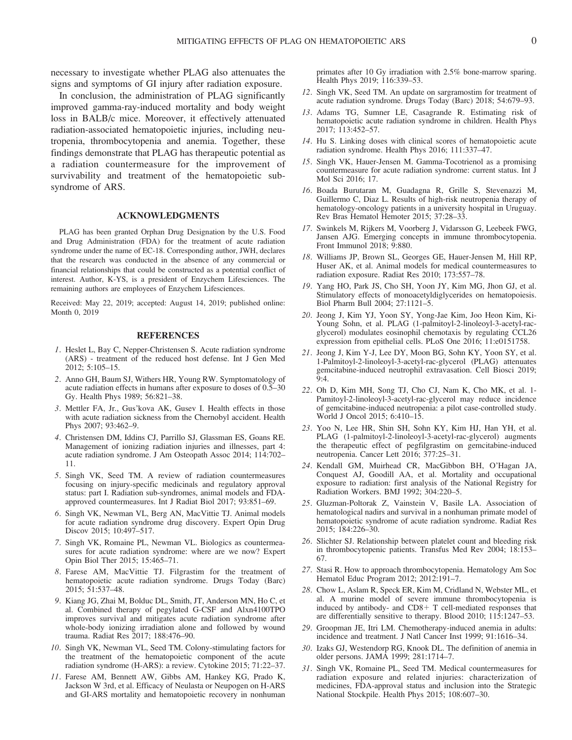necessary to investigate whether PLAG also attenuates the signs and symptoms of GI injury after radiation exposure.

In conclusion, the administration of PLAG significantly improved gamma-ray-induced mortality and body weight loss in BALB/c mice. Moreover, it effectively attenuated radiation-associated hematopoietic injuries, including neutropenia, thrombocytopenia and anemia. Together, these findings demonstrate that PLAG has therapeutic potential as a radiation countermeasure for the improvement of survivability and treatment of the hematopoietic subsyndrome of ARS.

## ACKNOWLEDGMENTS

PLAG has been granted Orphan Drug Designation by the U.S. Food and Drug Administration (FDA) for the treatment of acute radiation syndrome under the name of EC-18. Corresponding author, JWH, declares that the research was conducted in the absence of any commercial or financial relationships that could be constructed as a potential conflict of interest. Author, K-YS, is a president of Enzychem Lifesciences. The remaining authors are employees of Enzychem Lifesciences.

Received: May 22, 2019; accepted: August 14, 2019; published online: Month 0, 2019

## REFERENCES

1. Heslet L, Bay C, Nepper-Christensen S. Acute radiation syndrome (ARS) - treatment of the reduced host defense. Int J Gen Med 2012; 5:105–15.
2. Anno GH, Baum SJ, Withers HR, Young RW. Symptomatology of acute radiation effects in humans after exposure to doses of 0.5–30 Gy. Health Phys 1989; 56:821–38.
3. Mettler FA, Jr., Gus'kova AK, Gusev I. Health effects in those with acute radiation sickness from the Chernobyl accident. Health Phys 2007; 93:462–9.
4. Christensen DM, Iddins CJ, Parrillo SJ, Glassman ES, Goans RE. Management of ionizing radiation injuries and illnesses, part 4: acute radiation syndrome. J Am Osteopath Assoc 2014; 114:702–11.
5. Singh VK, Seed TM. A review of radiation countermeasures focusing on injury-specific medicinals and regulatory approval status: part I. Radiation sub-syndromes, animal models and FDA-approved countermeasures. Int J Radiat Biol 2017; 93:851–69.
6. Singh VK, Newman VL, Berg AN, MacVittie TJ. Animal models for acute radiation syndrome drug discovery. Expert Opin Drug Discov 2015; 10:497–517.
7. Singh VK, Romaine PL, Newman VL. Biologics as countermeasures for acute radiation syndrome: where are we now? Expert Opin Biol Ther 2015; 15:465–71.
8. Farese AM, MacVittie TJ. Filgrastim for the treatment of hematopoietic acute radiation syndrome. Drugs Today (Barc) 2015; 51:537–48.
9. Kiang JG, Zhai M, Bolduc DL, Smith, JT, Anderson MN, Ho C, et al. Combined therapy of pegylated G-CSF and Alxn4100TPO improves survival and mitigates acute radiation syndrome after whole-body ionizing irradiation alone and followed by wound trauma. Radiat Res 2017; 188:476–90.
10. Singh VK, Newman VL, Seed TM. Colony-stimulating factors for the treatment of the hematopoietic component of the acute radiation syndrome (H-ARS): a review. Cytokine 2015; 71:22–37.
11. Farese AM, Bennett AW, Gibbs AM, Hankey KG, Prado K, Jackson W 3rd, et al. Efficacy of Neulasta or Neupogen on H-ARS and GI-ARS mortality and hematopoietic recovery in nonhuman primates after 10 Gy irradiation with 2.5% bone-marrow sparing. Health Phys 2019; 116:339–53.
12. Singh VK, Seed TM. An update on sargramostim for treatment of acute radiation syndrome. Drugs Today (Barc) 2018; 54:679–93.
13. Adams TG, Sumner LE, Casagrande R. Estimating risk of hematopoietic acute radiation syndrome in children. Health Phys 2017; 113:452–57.
14. Hu S. Linking doses with clinical scores of hematopoietic acute radiation syndrome. Health Phys 2016; 111:337–47.
15. Singh VK, Hauer-Jensen M. Gamma-Tocotrienol as a promising countermeasure for acute radiation syndrome: current status. Int J Mol Sci 2016; 17.
16. Boada Burutaran M, Guadagna R, Grille S, Stevenazzi M, Guillermo C, Diaz L. Results of high-risk neutropenia therapy of hematology-oncology patients in a university hospital in Uruguay. Rev Bras Hematol Hemoter 2015; 37:28–33.
17. Swinkels M, Rijkers M, Voorberg J, Vidarsson G, Leebeek FWG, Jansen AJG. Emerging concepts in immune thrombocytopenia. Front Immunol 2018; 9:880.
18. Williams JP, Brown SL, Georges GE, Hauer-Jensen M, Hill RP, Huser AK, et al. Animal models for medical countermeasures to radiation exposure. Radiat Res 2010; 173:557–78.
19. Yang HO, Park JS, Cho SH, Yoon JY, Kim MG, Jhon GJ, et al. Stimulatory effects of monoacetyldiglycerides on hematopoiesis. Biol Pharm Bull 2004; 27:1121–5.
20. Jeong J, Kim YJ, Yoon SY, Yong-Jae Kim, Joo Heon Kim, Ki-Young Sohn, et al. PLAG (1-palmitoyl-2-linoleoyl-3-acetyl-rac-glycerol) modulates eosinophil chemotaxis by regulating CCL26 expression from epithelial cells. PLoS One 2016; 11:e0151758.
21. Jeong J, Kim Y-J, Lee DY, Moon BG, Sohn KY, Yoon SY, et al. 1-Palmitoyl-2-linoleoyl-3-acetyl-rac-glycerol (PLAG) attenuates gemcitabine-induced neutrophil extravasation. Cell Biosci 2019; 9:4.
22. Oh D, Kim MH, Song TJ, Cho CJ, Nam K, Cho MK, et al. 1-Pamitoyl-2-linoleoyl-3-acetyl-rac-glycerol may reduce incidence of gemcitabine-induced neutropenia: a pilot case-controlled study. World J Oncol 2015; 6:410–15.
23. Yoo N, Lee HR, Shin SH, Sohn KY, Kim HJ, Han YH, et al. PLAG (1-palmitoyl-2-linoleoyl-3-acetyl-rac-glycerol) augments the therapeutic effect of pegfilgrastim on gemcitabine-induced neutropenia. Cancer Lett 2016; 377:25–31.
24. Kendall GM, Muirhead CR, MacGibbon BH, O'Hagan JA, Conquest AJ, Goodill AA, et al. Mortality and occupational exposure to radiation: first analysis of the National Registry for Radiation Workers. BMJ 1992; 304:220–5.
25. Gluzman-Poltorak Z, Vainstein V, Basile LA. Association of hematological nadirs and survival in a nonhuman primate model of hematopoietic syndrome of acute radiation syndrome. Radiat Res 2015; 184:226–30.
26. Slichter SJ. Relationship between platelet count and bleeding risk in thrombocytopenic patients. Transfus Med Rev 2004; 18:153–67.
27. Stasi R. How to approach thrombocytopenia. Hematology Am Soc Hematol Educ Program 2012; 2012:191–7.
28. Chow L, Aslam R, Speck ER, Kim M, Cridland N, Webster ML, et al. A murine model of severe immune thrombocytopenia is induced by antibody- and CD8+ T cell-mediated responses that are differentially sensitive to therapy. Blood 2010; 115:1247–53.
29. Groopman JE, Itri LM. Chemotherapy-induced anemia in adults: incidence and treatment. J Natl Cancer Inst 1999; 91:1616–34.
30. Izaks GJ, Westendorp RG, Knook DL. The definition of anemia in older persons. JAMA 1999; 281:1714–7.
31. Singh VK, Romaine PL, Seed TM. Medical countermeasures for radiation exposure and related injuries: characterization of medicines, FDA-approval status and inclusion into the Strategic National Stockpile. Health Phys 2015; 108:607–30.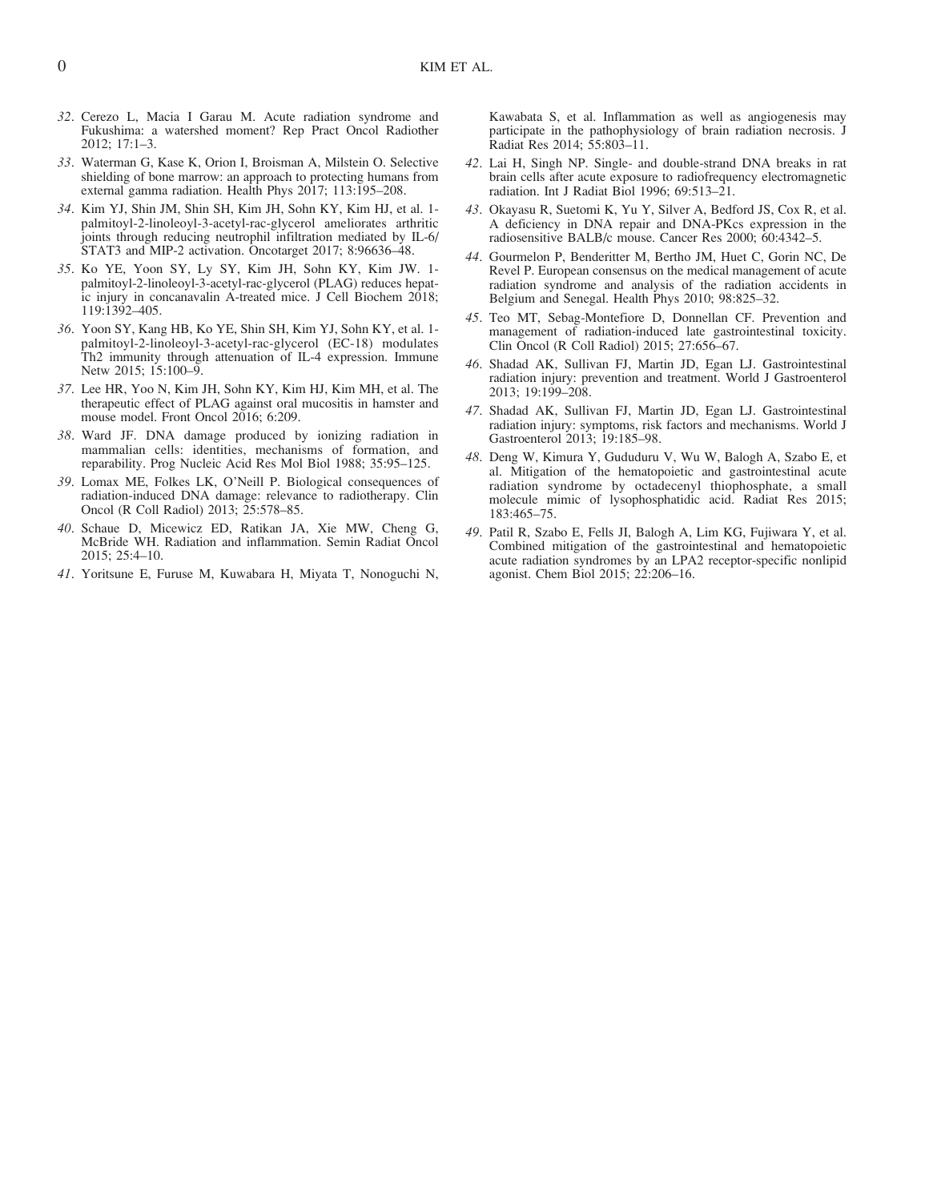32. Cerezo L, Macia I Garau M. Acute radiation syndrome and Fukushima: a watershed moment? Rep Pract Oncol Radiother 2012; 17:1–3.
33. Waterman G, Kase K, Orion I, Broisman A, Milstein O. Selective shielding of bone marrow: an approach to protecting humans from external gamma radiation. Health Phys 2017; 113:195–208.
34. Kim YJ, Shin JM, Shin SH, Kim JH, Sohn KY, Kim HJ, et al. 1-palmitoyl-2-linoleoyl-3-acetyl-rac-glycerol ameliorates arthritic joints through reducing neutrophil infiltration mediated by IL-6/STAT3 and MIP-2 activation. Oncotarget 2017; 8:96636–48.
35. Ko YE, Yoon SY, Ly SY, Kim JH, Sohn KY, Kim JW. 1-palmitoyl-2-linoleoyl-3-acetyl-rac-glycerol (PLAG) reduces hepatic injury in concanavalin A-treated mice. J Cell Biochem 2018; 119:1392–405.
36. Yoon SY, Kang HB, Ko YE, Shin SH, Kim YJ, Sohn KY, et al. 1-palmitoyl-2-linoleoyl-3-acetyl-rac-glycerol (EC-18) modulates Th2 immunity through attenuation of IL-4 expression. Immune Netw 2015; 15:100–9.
37. Lee HR, Yoo N, Kim JH, Sohn KY, Kim HJ, Kim MH, et al. The therapeutic effect of PLAG against oral mucositis in hamster and mouse model. Front Oncol 2016; 6:209.
38. Ward JF. DNA damage produced by ionizing radiation in mammalian cells: identities, mechanisms of formation, and reparability. Prog Nucleic Acid Res Mol Biol 1988; 35:95–125.
39. Lomax ME, Folkes LK, O'Neill P. Biological consequences of radiation-induced DNA damage: relevance to radiotherapy. Clin Oncol (R Coll Radiol) 2013; 25:578–85.
40. Schaue D, Micewicz ED, Ratikan JA, Xie MW, Cheng G, McBride WH. Radiation and inflammation. Semin Radiat Oncol 2015; 25:4–10.
41. Yoritsune E, Furuse M, Kuwabara H, Miyata T, Nonoguchi N, Kawabata S, et al. Inflammation as well as angiogenesis may participate in the pathophysiology of brain radiation necrosis. J Radiat Res 2014; 55:803–11.
42. Lai H, Singh NP. Single- and double-strand DNA breaks in rat brain cells after acute exposure to radiofrequency electromagnetic radiation. Int J Radiat Biol 1996; 69:513–21.
43. Okayasu R, Suetomi K, Yu Y, Silver A, Bedford JS, Cox R, et al. A deficiency in DNA repair and DNA-PKcs expression in the radiosensitive BALB/c mouse. Cancer Res 2000; 60:4342–5.
44. Gourmelon P, Benderitter M, Bertho JM, Huet C, Gorin NC, De Revel P. European consensus on the medical management of acute radiation syndrome and analysis of the radiation accidents in Belgium and Senegal. Health Phys 2010; 98:825–32.
45. Teo MT, Sebag-Montefiore D, Donnellan CF. Prevention and management of radiation-induced late gastrointestinal toxicity. Clin Oncol (R Coll Radiol) 2015; 27:656–67.
46. Shadad AK, Sullivan FJ, Martin JD, Egan LJ. Gastrointestinal radiation injury: prevention and treatment. World J Gastroenterol 2013; 19:199–208.
47. Shadad AK, Sullivan FJ, Martin JD, Egan LJ. Gastrointestinal radiation injury: symptoms, risk factors and mechanisms. World J Gastroenterol 2013; 19:185–98.
48. Deng W, Kimura Y, Gududuru V, Wu W, Balogh A, Szabo E, et al. Mitigation of the hematopoietic and gastrointestinal acute radiation syndrome by octadecenyl thiophosphate, a small molecule mimic of lysophosphatidic acid. Radiat Res 2015; 183:465–75.
49. Patil R, Szabo E, Fells JI, Balogh A, Lim KG, Fujiwara Y, et al. Combined mitigation of the gastrointestinal and hematopoietic acute radiation syndromes by an LPA2 receptor-specific nonlipid agonist. Chem Biol 2015; 22:206–16.